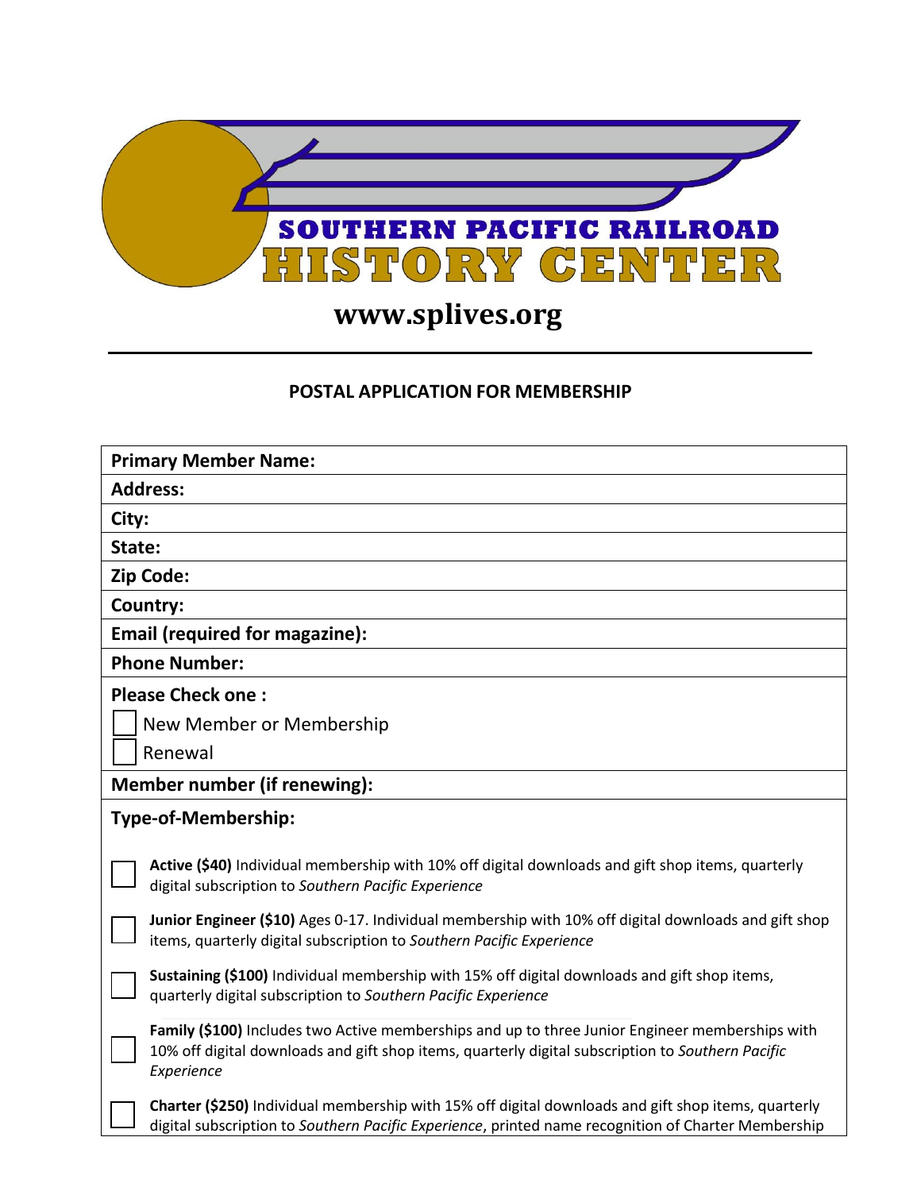# SOUTHERN PACIFIC RAILROAD HISTORY CENTER

**www.splives.org**

---

## POSTAL APPLICATION FOR MEMBERSHIP

**Primary Member Name:**

**Address:**

**City:**

**State:**

**Zip Code:**

**Country:**

**Email (required for magazine):**

**Phone Number:**

**Please Check one :**

- ☐ New Member or Membership
- ☐ Renewal

**Member number (if renewing):**

**Type-of-Membership:**

- ☐ **Active ($40)** Individual membership with 10% off digital downloads and gift shop items, quarterly digital subscription to *Southern Pacific Experience*
- ☐ **Junior Engineer ($10)** Ages 0-17. Individual membership with 10% off digital downloads and gift shop items, quarterly digital subscription to *Southern Pacific Experience*
- ☐ **Sustaining ($100)** Individual membership with 15% off digital downloads and gift shop items, quarterly digital subscription to *Southern Pacific Experience*
- ☐ **Family ($100)** Includes two Active memberships and up to three Junior Engineer memberships with 10% off digital downloads and gift shop items, quarterly digital subscription to *Southern Pacific Experience*
- ☐ **Charter ($250)** Individual membership with 15% off digital downloads and gift shop items, quarterly digital subscription to *Southern Pacific Experience*, printed name recognition of Charter Membership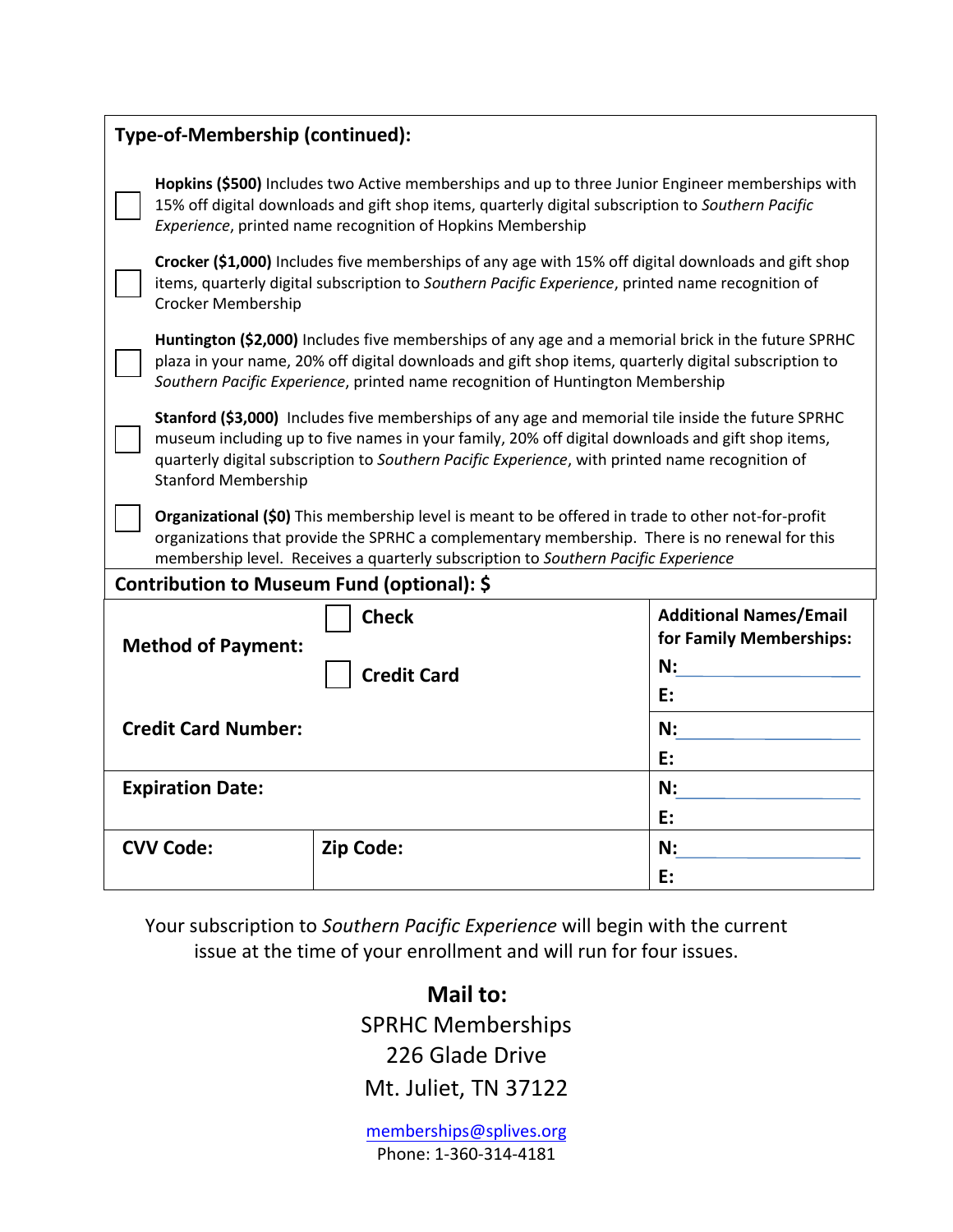**Type-of-Membership (continued):**

☐ **Hopkins ($500)** Includes two Active memberships and up to three Junior Engineer memberships with 15% off digital downloads and gift shop items, quarterly digital subscription to *Southern Pacific Experience*, printed name recognition of Hopkins Membership

☐ **Crocker ($1,000)** Includes five memberships of any age with 15% off digital downloads and gift shop items, quarterly digital subscription to *Southern Pacific Experience*, printed name recognition of Crocker Membership

☐ **Huntington ($2,000)** Includes five memberships of any age and a memorial brick in the future SPRHC plaza in your name, 20% off digital downloads and gift shop items, quarterly digital subscription to *Southern Pacific Experience*, printed name recognition of Huntington Membership

☐ **Stanford ($3,000)** Includes five memberships of any age and memorial tile inside the future SPRHC museum including up to five names in your family, 20% off digital downloads and gift shop items, quarterly digital subscription to *Southern Pacific Experience*, with printed name recognition of Stanford Membership

☐ **Organizational ($0)** This membership level is meant to be offered in trade to other not-for-profit organizations that provide the SPRHC a complementary membership. There is no renewal for this membership level. Receives a quarterly subscription to *Southern Pacific Experience*

**Contribution to Museum Fund (optional): $**

| | | |
|---|---|---|
| **Method of Payment:** | ☐ **Check**<br>☐ **Credit Card** | **Additional Names/Email for Family Memberships:**<br>**N:**<br>**E:** |
| **Credit Card Number:** | | **N:**<br>**E:** |
| **Expiration Date:** | | **N:**<br>**E:** |
| **CVV Code:** | **Zip Code:** | **N:**<br>**E:** |

Your subscription to *Southern Pacific Experience* will begin with the current issue at the time of your enrollment and will run for four issues.

**Mail to:**
SPRHC Memberships
226 Glade Drive
Mt. Juliet, TN 37122

memberships@splives.org
Phone: 1-360-314-4181